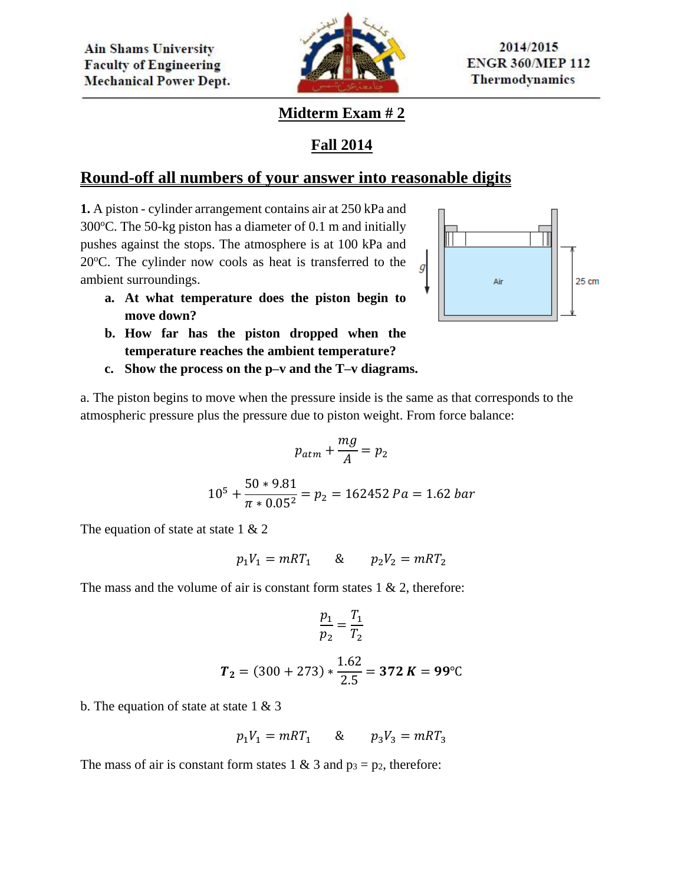Ain Shams University
Faculty of Engineering
Mechanical Power Dept.

2014/2015
ENGR 360/MEP 112
Thermodynamics

# Midterm Exam # 2

## Fall 2014

## Round-off all numbers of your answer into reasonable digits

**1.** A piston - cylinder arrangement contains air at 250 kPa and 300ºC. The 50-kg piston has a diameter of 0.1 m and initially pushes against the stops. The atmosphere is at 100 kPa and 20ºC. The cylinder now cools as heat is transferred to the ambient surroundings.

a. **At what temperature does the piston begin to move down?**

b. **How far has the piston dropped when the temperature reaches the ambient temperature?**

c. **Show the process on the p–v and the T–v diagrams.**

g

Air

25 cm

a. The piston begins to move when the pressure inside is the same as that corresponds to the atmospheric pressure plus the pressure due to piston weight. From force balance:

$$p_{atm} + \frac{mg}{A} = p_2$$

$$10^5 + \frac{50 * 9.81}{\pi * 0.05^2} = p_2 = 162452\, Pa = 1.62\, bar$$

The equation of state at state 1 & 2

$$p_1 V_1 = mRT_1 \qquad \& \qquad p_2 V_2 = mRT_2$$

The mass and the volume of air is constant form states 1 & 2, therefore:

$$\frac{p_1}{p_2} = \frac{T_1}{T_2}$$

$$\boldsymbol{T_2} = (300 + 273) * \frac{1.62}{2.5} = \boldsymbol{372\, K = 99}\text{℃}$$

b. The equation of state at state 1 & 3

$$p_1 V_1 = mRT_1 \qquad \& \qquad p_3 V_3 = mRT_3$$

The mass of air is constant form states 1 & 3 and $p_3 = p_2$, therefore: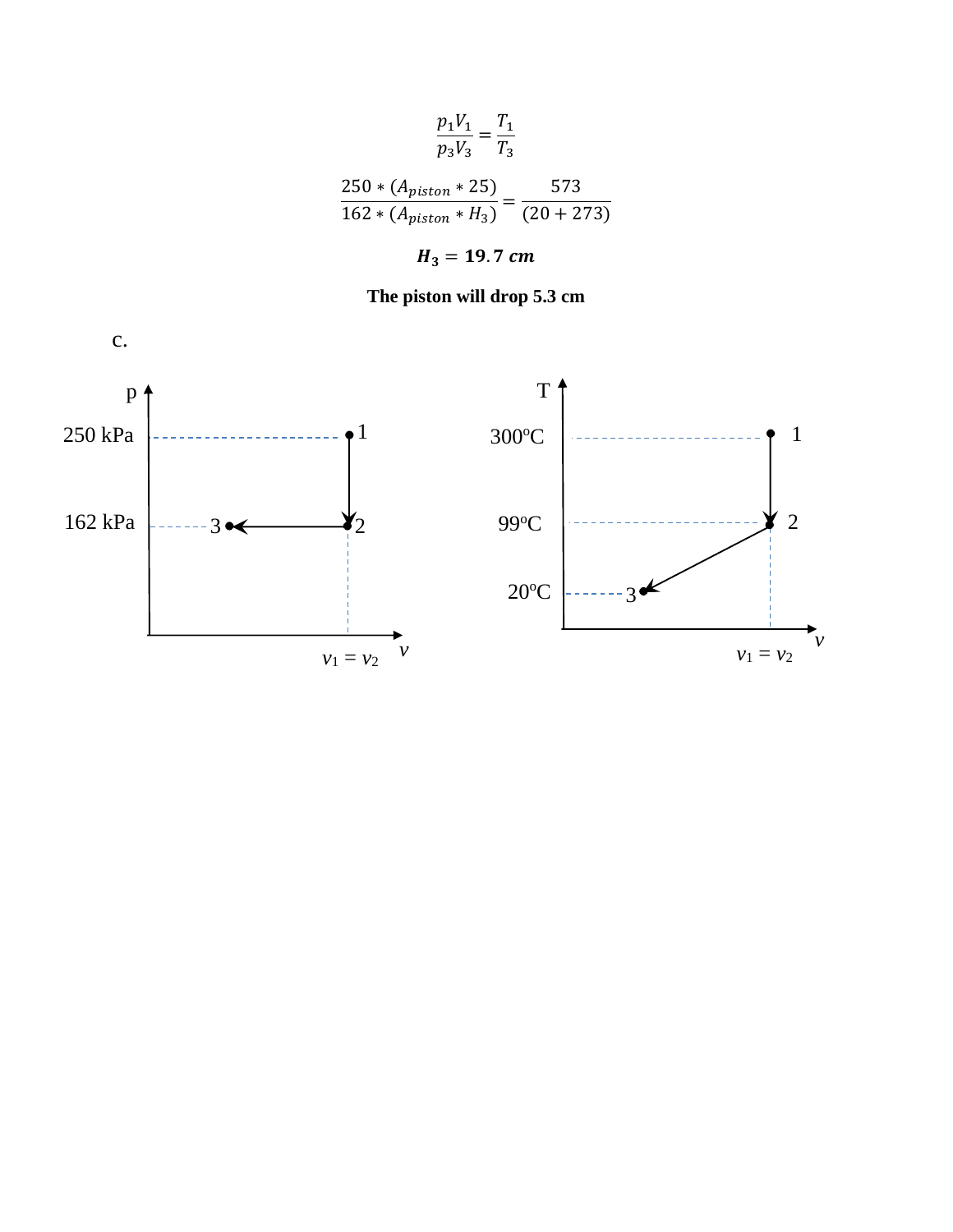$$\frac{p_1 V_1}{p_3 V_3} = \frac{T_1}{T_3}$$

$$\frac{250 * (A_{piston} * 25)}{162 * (A_{piston} * H_3)} = \frac{573}{(20 + 273)}$$

$$\boldsymbol{H_3 = 19.7\ cm}$$

**The piston will drop 5.3 cm**

c.

p

250 kPa

162 kPa

1

2

3

$v$

$v_1 = v_2$

T

300°C

99°C

20°C

1

2

3

$v$

$v_1 = v_2$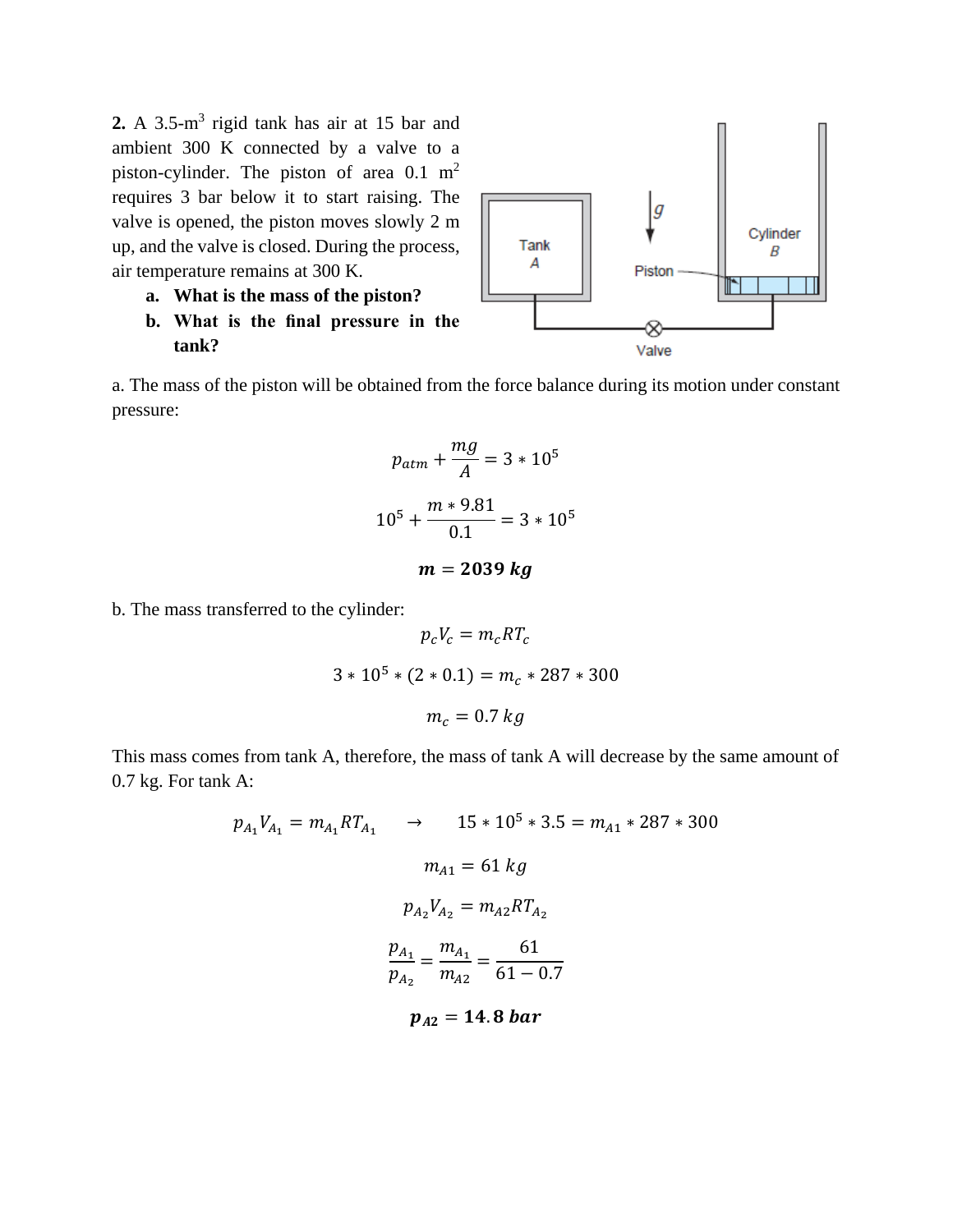**2.** A 3.5-m$^3$ rigid tank has air at 15 bar and ambient 300 K connected by a valve to a piston-cylinder. The piston of area 0.1 m$^2$ requires 3 bar below it to start raising. The valve is opened, the piston moves slowly 2 m up, and the valve is closed. During the process, air temperature remains at 300 K.

a. **What is the mass of the piston?**
b. **What is the final pressure in the tank?**

Tank A

g

Cylinder B

Piston

Valve

a. The mass of the piston will be obtained from the force balance during its motion under constant pressure:

$$p_{atm} + \frac{mg}{A} = 3 * 10^5$$

$$10^5 + \frac{m * 9.81}{0.1} = 3 * 10^5$$

$$\boldsymbol{m = 2039\ kg}$$

b. The mass transferred to the cylinder:

$$p_c V_c = m_c R T_c$$

$$3 * 10^5 * (2 * 0.1) = m_c * 287 * 300$$

$$m_c = 0.7\ kg$$

This mass comes from tank A, therefore, the mass of tank A will decrease by the same amount of 0.7 kg. For tank A:

$$p_{A_1} V_{A_1} = m_{A_1} R T_{A_1} \quad \rightarrow \quad 15 * 10^5 * 3.5 = m_{A1} * 287 * 300$$

$$m_{A1} = 61\ kg$$

$$p_{A_2} V_{A_2} = m_{A2} R T_{A_2}$$

$$\frac{p_{A_1}}{p_{A_2}} = \frac{m_{A_1}}{m_{A2}} = \frac{61}{61 - 0.7}$$

$$\boldsymbol{p_{A2} = 14.8\ bar}$$